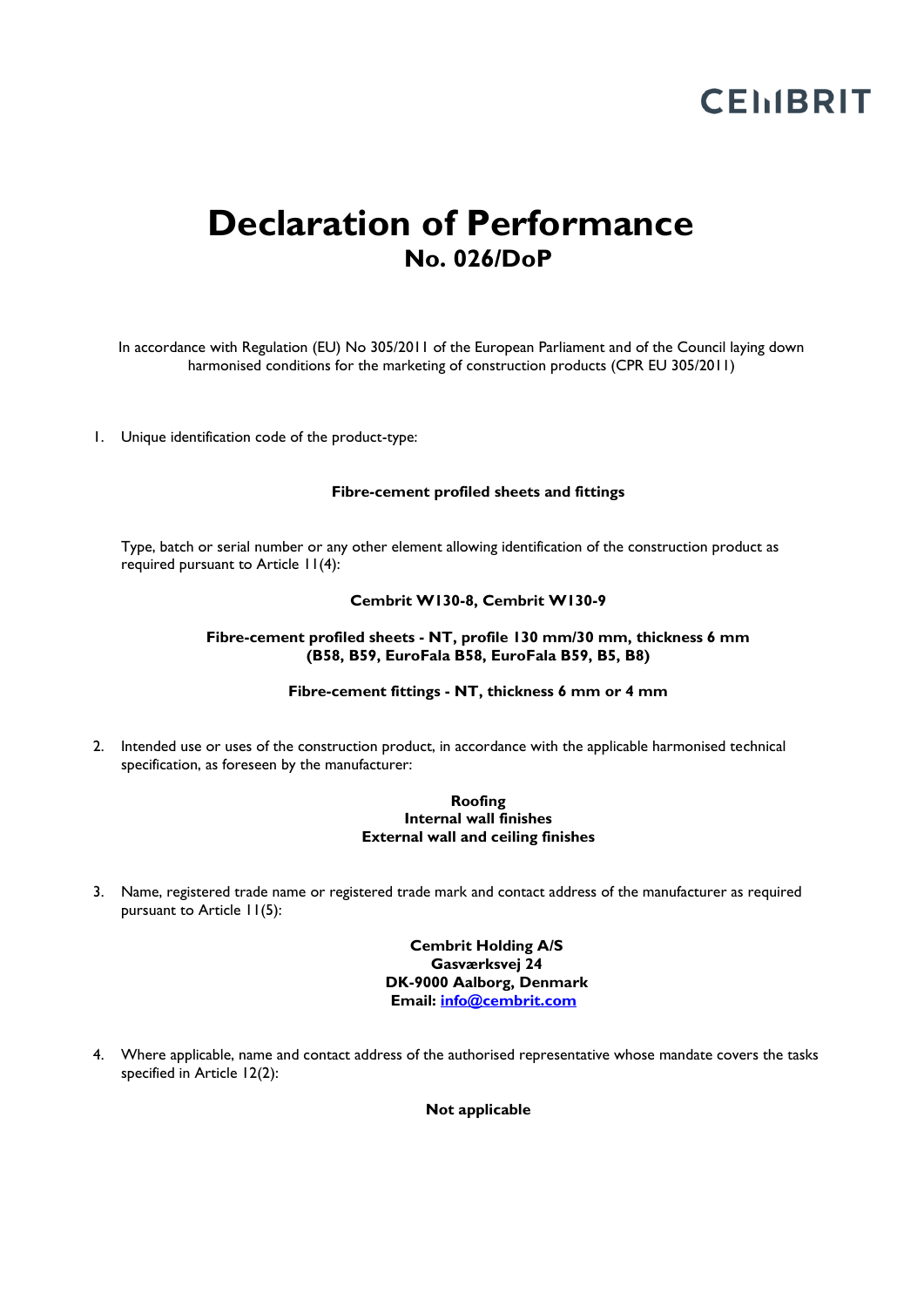CEMBRIT

# Declaration of Performance

## No. 026/DoP

In accordance with Regulation (EU) No 305/2011 of the European Parliament and of the Council laying down harmonised conditions for the marketing of construction products (CPR EU 305/2011)

1. Unique identification code of the product-type:

   **Fibre-cement profiled sheets and fittings**

   Type, batch or serial number or any other element allowing identification of the construction product as required pursuant to Article 11(4):

   **Cembrit W130-8, Cembrit W130-9**

   **Fibre-cement profiled sheets - NT, profile 130 mm/30 mm, thickness 6 mm**
   **(B58, B59, EuroFala B58, EuroFala B59, B5, B8)**

   **Fibre-cement fittings - NT, thickness 6 mm or 4 mm**

2. Intended use or uses of the construction product, in accordance with the applicable harmonised technical specification, as foreseen by the manufacturer:

   **Roofing**
   **Internal wall finishes**
   **External wall and ceiling finishes**

3. Name, registered trade name or registered trade mark and contact address of the manufacturer as required pursuant to Article 11(5):

   **Cembrit Holding A/S**
   **Gasværksvej 24**
   **DK-9000 Aalborg, Denmark**
   **Email: info@cembrit.com**

4. Where applicable, name and contact address of the authorised representative whose mandate covers the tasks specified in Article 12(2):

   **Not applicable**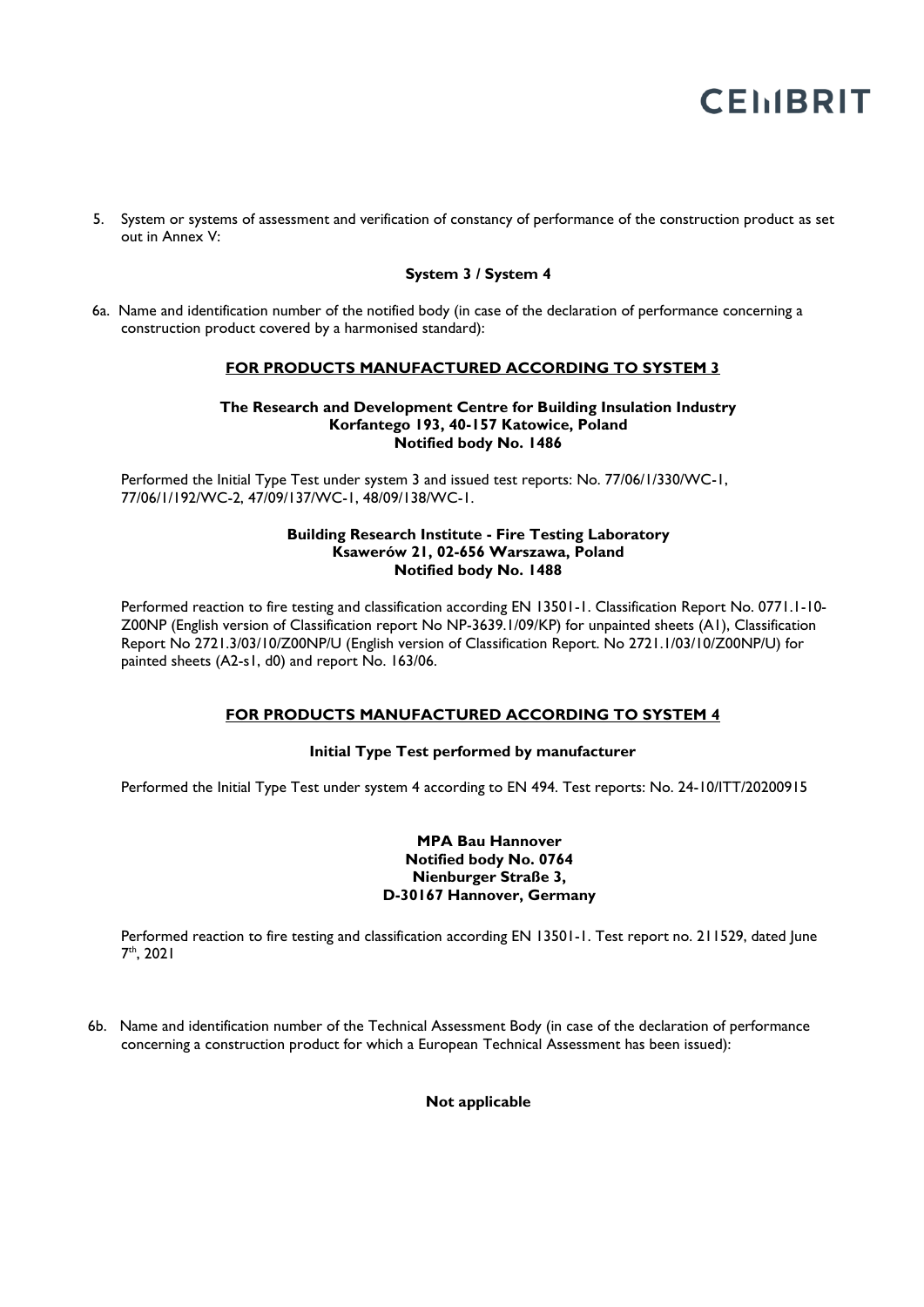5. System or systems of assessment and verification of constancy of performance of the construction product as set out in Annex V:

**System 3 / System 4**

6a. Name and identification number of the notified body (in case of the declaration of performance concerning a construction product covered by a harmonised standard):

**FOR PRODUCTS MANUFACTURED ACCORDING TO SYSTEM 3**

**The Research and Development Centre for Building Insulation Industry**
**Korfantego 193, 40-157 Katowice, Poland**
**Notified body No. 1486**

Performed the Initial Type Test under system 3 and issued test reports: No. 77/06/1/330/WC-1, 77/06/1/192/WC-2, 47/09/137/WC-1, 48/09/138/WC-1.

**Building Research Institute - Fire Testing Laboratory**
**Ksawerów 21, 02-656 Warszawa, Poland**
**Notified body No. 1488**

Performed reaction to fire testing and classification according EN 13501-1. Classification Report No. 0771.1-10-Z00NP (English version of Classification report No NP-3639.1/09/KP) for unpainted sheets (A1), Classification Report No 2721.3/03/10/Z00NP/U (English version of Classification Report. No 2721.1/03/10/Z00NP/U) for painted sheets (A2-s1, d0) and report No. 163/06.

**FOR PRODUCTS MANUFACTURED ACCORDING TO SYSTEM 4**

**Initial Type Test performed by manufacturer**

Performed the Initial Type Test under system 4 according to EN 494. Test reports: No. 24-10/ITT/20200915

**MPA Bau Hannover**
**Notified body No. 0764**
**Nienburger Straße 3,**
**D-30167 Hannover, Germany**

Performed reaction to fire testing and classification according EN 13501-1. Test report no. 211529, dated June 7th, 2021

6b. Name and identification number of the Technical Assessment Body (in case of the declaration of performance concerning a construction product for which a European Technical Assessment has been issued):

**Not applicable**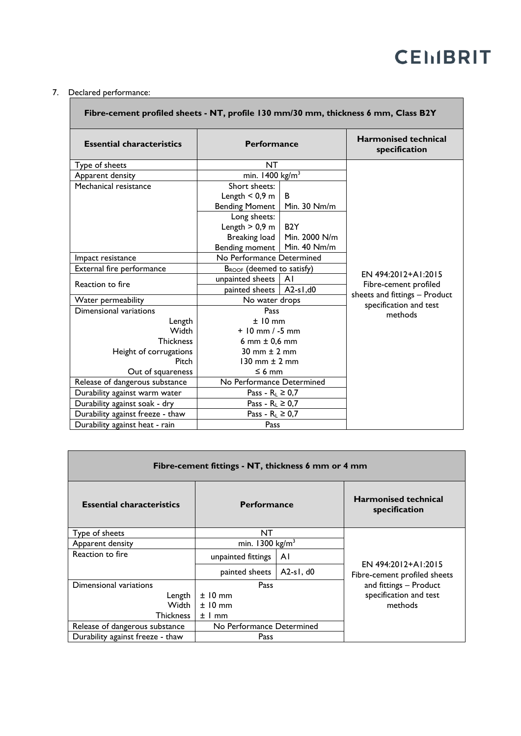7. Declared performance:

| Fibre-cement profiled sheets - NT, profile 130 mm/30 mm, thickness 6 mm, Class B2Y | | | |
|---|---|---|---|
| **Essential characteristics** | **Performance** | | **Harmonised technical specification** |
| Type of sheets | NT | | EN 494:2012+A1:2015 Fibre-cement profiled sheets and fittings – Product specification and test methods |
| Apparent density | min. 1400 kg/m³ | | |
| Mechanical resistance | Short sheets: Length < 0,9 m Bending Moment | B Min. 30 Nm/m | |
| | Long sheets: Length > 0,9 m Breaking load Bending moment | B2Y Min. 2000 N/m Min. 40 Nm/m | |
| Impact resistance | No Performance Determined | | |
| External fire performance | $B_{ROOF}$ (deemed to satisfy) | | |
| Reaction to fire | unpainted sheets | A1 | |
| | painted sheets | A2-s1,d0 | |
| Water permeability | No water drops | | |
| Dimensional variations | Pass | | |
| Length | ± 10 mm | | |
| Width | + 10 mm / -5 mm | | |
| Thickness | 6 mm ± 0,6 mm | | |
| Height of corrugations | 30 mm ± 2 mm | | |
| Pitch | 130 mm ± 2 mm | | |
| Out of squareness | ≤ 6 mm | | |
| Release of dangerous substance | No Performance Determined | | |
| Durability against warm water | Pass - $R_L \geq 0,7$ | | |
| Durability against soak - dry | Pass - $R_L \geq 0,7$ | | |
| Durability against freeze - thaw | Pass - $R_L \geq 0,7$ | | |
| Durability against heat - rain | Pass | | |

| Fibre-cement fittings - NT, thickness 6 mm or 4 mm | | | |
|---|---|---|---|
| **Essential characteristics** | **Performance** | | **Harmonised technical specification** |
| Type of sheets | NT | | EN 494:2012+A1:2015 Fibre-cement profiled sheets and fittings – Product specification and test methods |
| Apparent density | min. 1300 kg/m³ | | |
| Reaction to fire | unpainted fittings | A1 | |
| | painted sheets | A2-s1, d0 | |
| Dimensional variations | Pass | | |
| Length | ± 10 mm | | |
| Width | ± 10 mm | | |
| Thickness | ± 1 mm | | |
| Release of dangerous substance | No Performance Determined | | |
| Durability against freeze - thaw | Pass | | |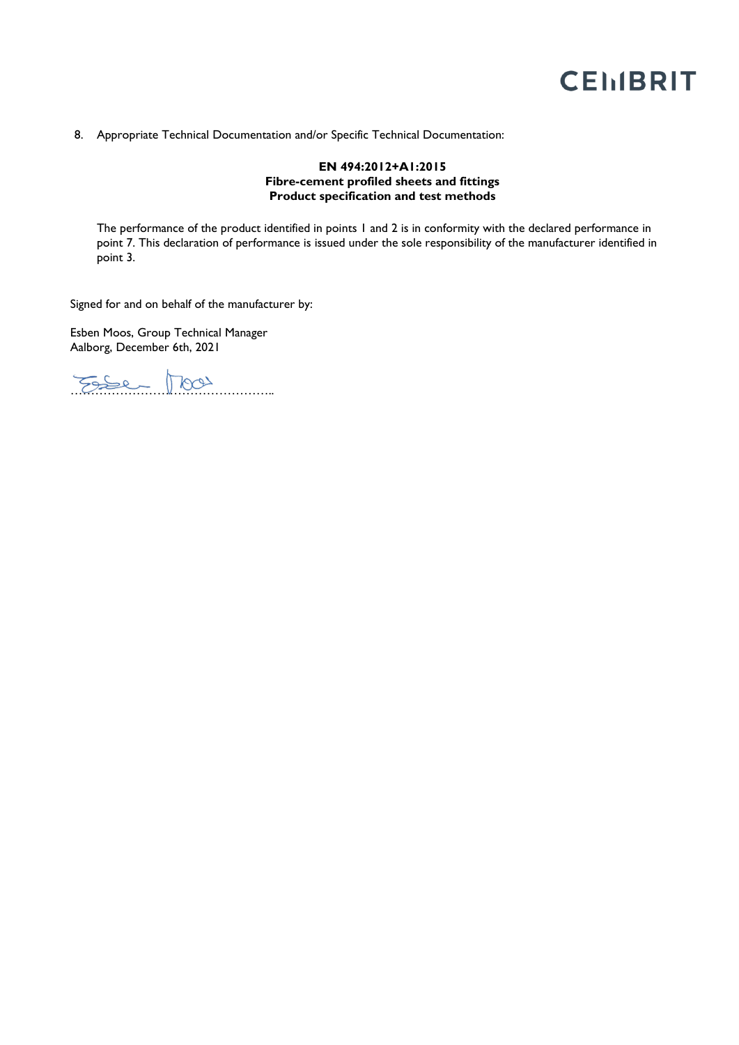8. Appropriate Technical Documentation and/or Specific Technical Documentation:

**EN 494:2012+A1:2015**
**Fibre-cement profiled sheets and fittings**
**Product specification and test methods**

The performance of the product identified in points 1 and 2 is in conformity with the declared performance in point 7. This declaration of performance is issued under the sole responsibility of the manufacturer identified in point 3.

Signed for and on behalf of the manufacturer by:

Esben Moos, Group Technical Manager
Aalborg, December 6th, 2021

…………………………………………..